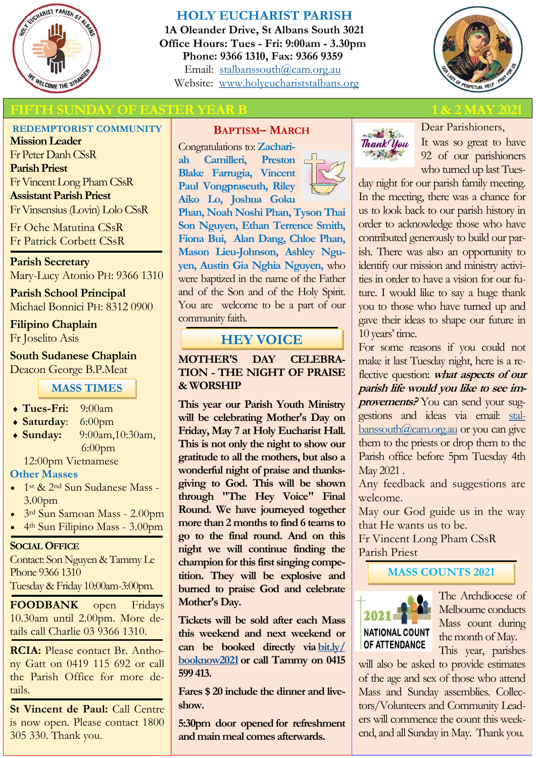# HOLY EUCHARIST PARISH

**1A Oleander Drive, St Albans South 3021**
**Office Hours: Tues - Fri: 9:00am - 3.30pm**
**Phone: 9366 1310, Fax: 9366 9359**
Email: stalbanssouth@cam.org.au
Website: www.holyeuchariststalbans.org

## FIFTH SUNDAY OF EASTER YEAR B — 1 & 2 MAY 2021

### REDEMPTORIST COMMUNITY

**Mission Leader**
Fr Peter Danh CSsR

**Parish Priest**
Fr Vincent Long Pham CSsR

**Assistant Parish Priest**
Fr Vinsensius (Lovin) Lolo CSsR

Fr Oche Matutina CSsR
Fr Patrick Corbett CSsR

**Parish Secretary**
Mary-Lucy Atonio PH: 9366 1310

**Parish School Principal**
Michael Bonnici PH: 8312 0900

**Filipino Chaplain**
Fr Joselito Asis

**South Sudanese Chaplain**
Deacon George B.P.Meat

### MASS TIMES

- **Tues-Fri:** 9:00am
- **Saturday**: 6:00pm
- **Sunday:** 9:00am, 10:30am, 6:00pm

12:00pm Vietnamese

**Other Masses**

- 1st & 2nd Sun Sudanese Mass - 3.00pm
- 3rd Sun Samoan Mass - 2.00pm
- 4th Sun Filipino Mass - 3.00pm

**SOCIAL OFFICE**
Contact: Son Nguyen & Tammy Le
Phone 9366 1310
Tuesday & Friday 10:00am-3:00pm.

**FOODBANK** open Fridays 10.30am until 2.00pm. More details call Charlie 03 9366 1310.

**RCIA:** Please contact Br. Anthony Gatt on 0419 115 692 or call the Parish Office for more details.

**St Vincent de Paul:** Call Centre is now open. Please contact 1800 305 330. Thank you.

### BAPTISM– MARCH

Congratulations to: **Zachariah Camilleri, Preston Blake Farrugia, Vincent Paul Vongpraseuth, Riley Aiko Lo, Joshua Goku Phan, Noah Noshi Phan, Tyson Thai Son Nguyen, Ethan Terrence Smith, Fiona Bui, Alan Dang, Chloe Phan, Mason Lieu-Johnson, Ashley Nguyen, Austin Gia Nghia Nguyen,** who were baptized in the name of the Father and of the Son and of the Holy Spirit. You are welcome to be a part of our community faith.

### HEY VOICE

**MOTHER'S DAY CELEBRATION - THE NIGHT OF PRAISE & WORSHIP**

**This year our Parish Youth Ministry will be celebrating Mother's Day on Friday, May 7 at Holy Eucharist Hall. This is not only the night to show our gratitude to all the mothers, but also a wonderful night of praise and thanksgiving to God. This will be shown through "The Hey Voice" Final Round. We have journeyed together more than 2 months to find 6 teams to go to the final round. And on this night we will continue finding the champion for this first singing competition. They will be explosive and burned to praise God and celebrate Mother's Day.**

**Tickets will be sold after each Mass this weekend and next weekend or can be booked directly via bit.ly/booknow2021 or call Tammy on 0415 599 413.**

**Fares $ 20 include the dinner and liveshow.**

**5:30pm door opened for refreshment and main meal comes afterwards.**

Dear Parishioners,

It was so great to have 92 of our parishioners who turned up last Tuesday night for our parish family meeting. In the meeting, there was a chance for us to look back to our parish history in order to acknowledge those who have contributed generously to build our parish. There was also an opportunity to identify our mission and ministry activities in order to have a vision for our future. I would like to say a huge thank you to those who have turned up and gave their ideas to shape our future in 10 years' time.

For some reasons if you could not make it last Tuesday night, here is a reflective question: ***what aspects of our parish life would you like to see improvements?*** You can send your suggestions and ideas via email: stalbanssouth@cam.org.au or you can give them to the priests or drop them to the Parish office before 5pm Tuesday 4th May 2021 .

Any feedback and suggestions are welcome.

May our God guide us in the way that He wants us to be.

Fr Vincent Long Pham CSsR
Parish Priest

### MASS COUNTS 2021

The Archdiocese of Melbourne conducts Mass count during the month of May. This year, parishes will also be asked to provide estimates of the age and sex of those who attend Mass and Sunday assemblies. Collectors/Volunteers and Community Leaders will commence the count this weekend, and all Sunday in May. Thank you.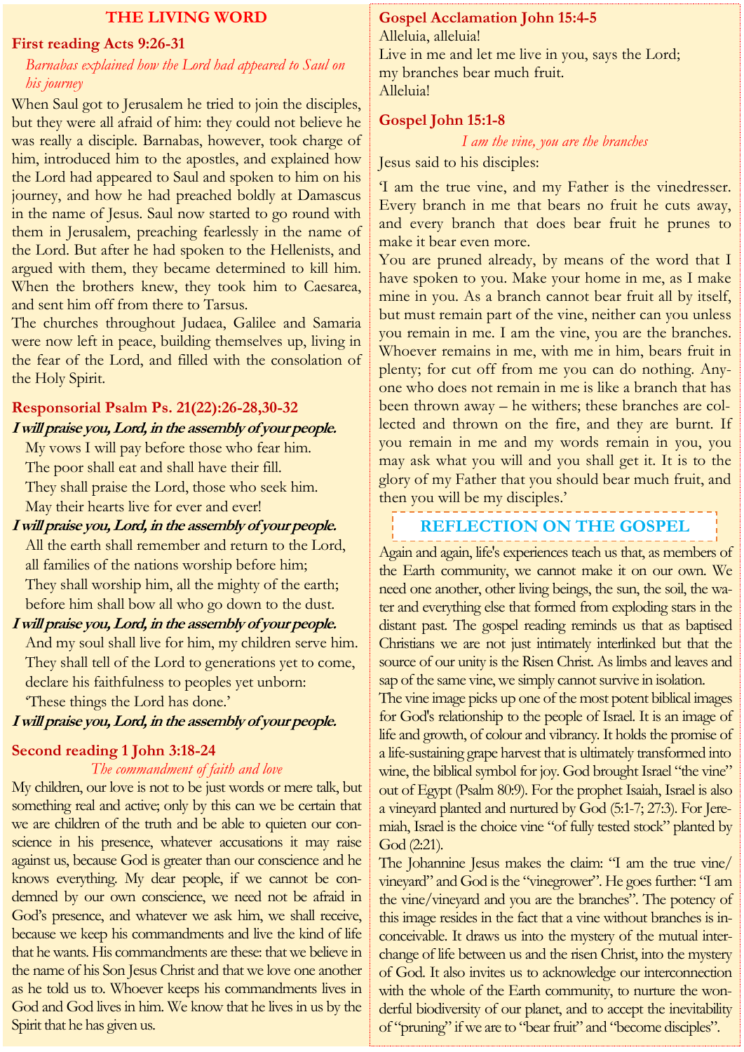# THE LIVING WORD

## First reading Acts 9:26-31

*Barnabas explained how the Lord had appeared to Saul on his journey*

When Saul got to Jerusalem he tried to join the disciples, but they were all afraid of him: they could not believe he was really a disciple. Barnabas, however, took charge of him, introduced him to the apostles, and explained how the Lord had appeared to Saul and spoken to him on his journey, and how he had preached boldly at Damascus in the name of Jesus. Saul now started to go round with them in Jerusalem, preaching fearlessly in the name of the Lord. But after he had spoken to the Hellenists, and argued with them, they became determined to kill him. When the brothers knew, they took him to Caesarea, and sent him off from there to Tarsus.

The churches throughout Judaea, Galilee and Samaria were now left in peace, building themselves up, living in the fear of the Lord, and filled with the consolation of the Holy Spirit.

## Responsorial Psalm Ps. 21(22):26-28,30-32

***I will praise you, Lord, in the assembly of your people.***

My vows I will pay before those who fear him.
The poor shall eat and shall have their fill.
They shall praise the Lord, those who seek him.
May their hearts live for ever and ever!

***I will praise you, Lord, in the assembly of your people.***

All the earth shall remember and return to the Lord,
all families of the nations worship before him;
They shall worship him, all the mighty of the earth;
before him shall bow all who go down to the dust.

***I will praise you, Lord, in the assembly of your people.***

And my soul shall live for him, my children serve him.
They shall tell of the Lord to generations yet to come,
declare his faithfulness to peoples yet unborn:
'These things the Lord has done.'

***I will praise you, Lord, in the assembly of your people.***

## Second reading 1 John 3:18-24

*The commandment of faith and love*

My children, our love is not to be just words or mere talk, but something real and active; only by this can we be certain that we are children of the truth and be able to quieten our conscience in his presence, whatever accusations it may raise against us, because God is greater than our conscience and he knows everything. My dear people, if we cannot be condemned by our own conscience, we need not be afraid in God's presence, and whatever we ask him, we shall receive, because we keep his commandments and live the kind of life that he wants. His commandments are these: that we believe in the name of his Son Jesus Christ and that we love one another as he told us to. Whoever keeps his commandments lives in God and God lives in him. We know that he lives in us by the Spirit that he has given us.

## Gospel Acclamation John 15:4-5

Alleluia, alleluia!
Live in me and let me live in you, says the Lord;
my branches bear much fruit.
Alleluia!

## Gospel John 15:1-8

*I am the vine, you are the branches*

Jesus said to his disciples:

'I am the true vine, and my Father is the vinedresser. Every branch in me that bears no fruit he cuts away, and every branch that does bear fruit he prunes to make it bear even more.

You are pruned already, by means of the word that I have spoken to you. Make your home in me, as I make mine in you. As a branch cannot bear fruit all by itself, but must remain part of the vine, neither can you unless you remain in me. I am the vine, you are the branches. Whoever remains in me, with me in him, bears fruit in plenty; for cut off from me you can do nothing. Anyone who does not remain in me is like a branch that has been thrown away – he withers; these branches are collected and thrown on the fire, and they are burnt. If you remain in me and my words remain in you, you may ask what you will and you shall get it. It is to the glory of my Father that you should bear much fruit, and then you will be my disciples.'

## REFLECTION ON THE GOSPEL

Again and again, life's experiences teach us that, as members of the Earth community, we cannot make it on our own. We need one another, other living beings, the sun, the soil, the water and everything else that formed from exploding stars in the distant past. The gospel reading reminds us that as baptised Christians we are not just intimately interlinked but that the source of our unity is the Risen Christ. As limbs and leaves and sap of the same vine, we simply cannot survive in isolation.

The vine image picks up one of the most potent biblical images for God's relationship to the people of Israel. It is an image of life and growth, of colour and vibrancy. It holds the promise of a life-sustaining grape harvest that is ultimately transformed into wine, the biblical symbol for joy. God brought Israel "the vine" out of Egypt (Psalm 80:9). For the prophet Isaiah, Israel is also a vineyard planted and nurtured by God (5:1-7; 27:3). For Jeremiah, Israel is the choice vine "of fully tested stock" planted by God (2:21).

The Johannine Jesus makes the claim: "I am the true vine/vineyard" and God is the "vinegrower". He goes further: "I am the vine/vineyard and you are the branches". The potency of this image resides in the fact that a vine without branches is inconceivable. It draws us into the mystery of the mutual interchange of life between us and the risen Christ, into the mystery of God. It also invites us to acknowledge our interconnection with the whole of the Earth community, to nurture the wonderful biodiversity of our planet, and to accept the inevitability of "pruning" if we are to "bear fruit" and "become disciples".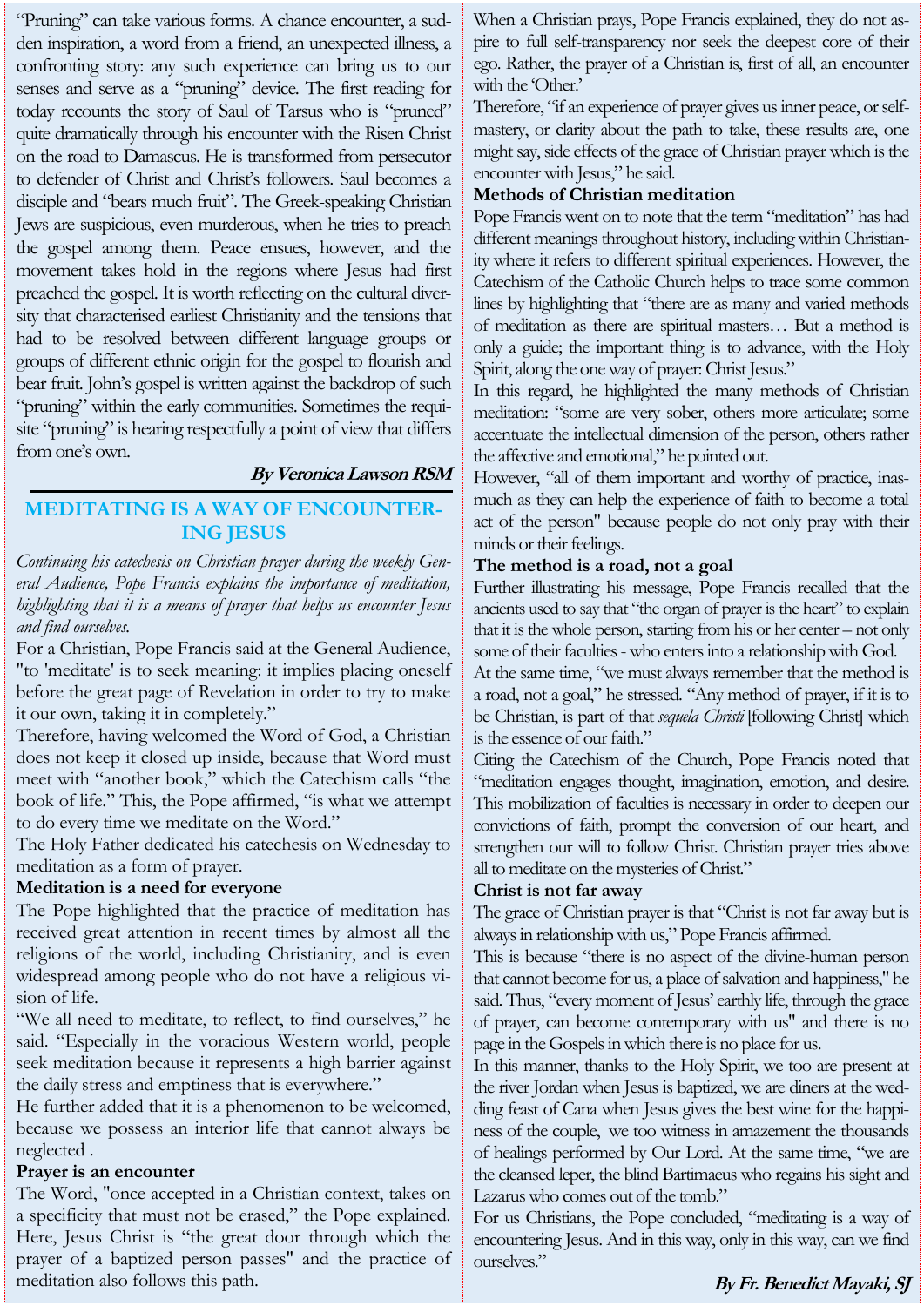"Pruning" can take various forms. A chance encounter, a sudden inspiration, a word from a friend, an unexpected illness, a confronting story: any such experience can bring us to our senses and serve as a "pruning" device. The first reading for today recounts the story of Saul of Tarsus who is "pruned" quite dramatically through his encounter with the Risen Christ on the road to Damascus. He is transformed from persecutor to defender of Christ and Christ's followers. Saul becomes a disciple and "bears much fruit". The Greek-speaking Christian Jews are suspicious, even murderous, when he tries to preach the gospel among them. Peace ensues, however, and the movement takes hold in the regions where Jesus had first preached the gospel. It is worth reflecting on the cultural diversity that characterised earliest Christianity and the tensions that had to be resolved between different language groups or groups of different ethnic origin for the gospel to flourish and bear fruit. John's gospel is written against the backdrop of such "pruning" within the early communities. Sometimes the requisite "pruning" is hearing respectfully a point of view that differs from one's own.

***By Veronica Lawson RSM***

## MEDITATING IS A WAY OF ENCOUNTERING JESUS

*Continuing his catechesis on Christian prayer during the weekly General Audience, Pope Francis explains the importance of meditation, highlighting that it is a means of prayer that helps us encounter Jesus and find ourselves.*

For a Christian, Pope Francis said at the General Audience, "to 'meditate' is to seek meaning: it implies placing oneself before the great page of Revelation in order to try to make it our own, taking it in completely."

Therefore, having welcomed the Word of God, a Christian does not keep it closed up inside, because that Word must meet with "another book," which the Catechism calls "the book of life." This, the Pope affirmed, "is what we attempt to do every time we meditate on the Word."

The Holy Father dedicated his catechesis on Wednesday to meditation as a form of prayer.

**Meditation is a need for everyone**

The Pope highlighted that the practice of meditation has received great attention in recent times by almost all the religions of the world, including Christianity, and is even widespread among people who do not have a religious vision of life.

"We all need to meditate, to reflect, to find ourselves," he said. "Especially in the voracious Western world, people seek meditation because it represents a high barrier against the daily stress and emptiness that is everywhere."

He further added that it is a phenomenon to be welcomed, because we possess an interior life that cannot always be neglected .

**Prayer is an encounter**

The Word, "once accepted in a Christian context, takes on a specificity that must not be erased," the Pope explained. Here, Jesus Christ is "the great door through which the prayer of a baptized person passes" and the practice of meditation also follows this path.

When a Christian prays, Pope Francis explained, they do not aspire to full self-transparency nor seek the deepest core of their ego. Rather, the prayer of a Christian is, first of all, an encounter with the 'Other.'

Therefore, "if an experience of prayer gives us inner peace, or self-mastery, or clarity about the path to take, these results are, one might say, side effects of the grace of Christian prayer which is the encounter with Jesus," he said.

**Methods of Christian meditation**

Pope Francis went on to note that the term "meditation" has had different meanings throughout history, including within Christianity where it refers to different spiritual experiences. However, the Catechism of the Catholic Church helps to trace some common lines by highlighting that "there are as many and varied methods of meditation as there are spiritual masters… But a method is only a guide; the important thing is to advance, with the Holy Spirit, along the one way of prayer: Christ Jesus."

In this regard, he highlighted the many methods of Christian meditation: "some are very sober, others more articulate; some accentuate the intellectual dimension of the person, others rather the affective and emotional," he pointed out.

However, "all of them important and worthy of practice, inasmuch as they can help the experience of faith to become a total act of the person" because people do not only pray with their minds or their feelings.

**The method is a road, not a goal**

Further illustrating his message, Pope Francis recalled that the ancients used to say that "the organ of prayer is the heart" to explain that it is the whole person, starting from his or her center – not only some of their faculties - who enters into a relationship with God.

At the same time, "we must always remember that the method is a road, not a goal," he stressed. "Any method of prayer, if it is to be Christian, is part of that *sequela Christi* [following Christ] which is the essence of our faith."

Citing the Catechism of the Church, Pope Francis noted that "meditation engages thought, imagination, emotion, and desire. This mobilization of faculties is necessary in order to deepen our convictions of faith, prompt the conversion of our heart, and strengthen our will to follow Christ. Christian prayer tries above all to meditate on the mysteries of Christ."

**Christ is not far away**

The grace of Christian prayer is that "Christ is not far away but is always in relationship with us," Pope Francis affirmed.

This is because "there is no aspect of the divine-human person that cannot become for us, a place of salvation and happiness," he said. Thus, "every moment of Jesus' earthly life, through the grace of prayer, can become contemporary with us" and there is no page in the Gospels in which there is no place for us.

In this manner, thanks to the Holy Spirit, we too are present at the river Jordan when Jesus is baptized, we are diners at the wedding feast of Cana when Jesus gives the best wine for the happiness of the couple, we too witness in amazement the thousands of healings performed by Our Lord. At the same time, "we are the cleansed leper, the blind Bartimaeus who regains his sight and Lazarus who comes out of the tomb."

For us Christians, the Pope concluded, "meditating is a way of encountering Jesus. And in this way, only in this way, can we find ourselves."

***By Fr. Benedict Mayaki, SJ***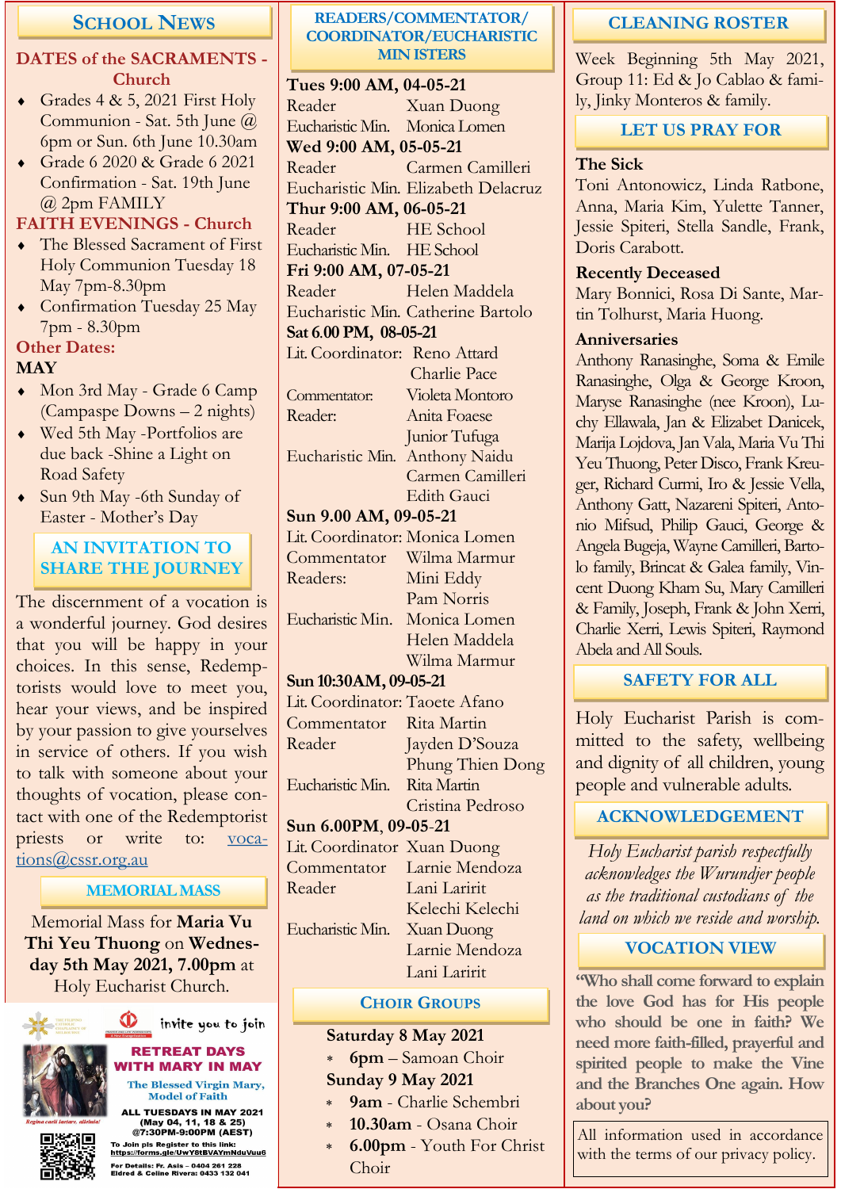## School News

**DATES of the SACRAMENTS - Church**

- Grades 4 & 5, 2021 First Holy Communion - Sat. 5th June @ 6pm or Sun. 6th June 10.30am
- Grade 6 2020 & Grade 6 2021 Confirmation - Sat. 19th June @ 2pm FAMILY

**FAITH EVENINGS - Church**

- The Blessed Sacrament of First Holy Communion Tuesday 18 May 7pm-8.30pm
- Confirmation Tuesday 25 May 7pm - 8.30pm

**Other Dates:**

**MAY**

- Mon 3rd May - Grade 6 Camp (Campaspe Downs – 2 nights)
- Wed 5th May -Portfolios are due back -Shine a Light on Road Safety
- Sun 9th May -6th Sunday of Easter - Mother's Day

## AN INVITATION TO SHARE THE JOURNEY

The discernment of a vocation is a wonderful journey. God desires that you will be happy in your choices. In this sense, Redemptorists would love to meet you, hear your views, and be inspired by your passion to give yourselves in service of others. If you wish to talk with someone about your thoughts of vocation, please contact with one of the Redemptorist priests or write to: vocations@cssr.org.au

## MEMORIAL MASS

Memorial Mass for **Maria Vu Thi Yeu Thuong** on **Wednesday 5th May 2021, 7.00pm** at Holy Eucharist Church.

invite you to join

**RETREAT DAYS WITH MARY IN MAY**

The Blessed Virgin Mary, Model of Faith

ALL TUESDAYS IN MAY 2021 (May 04, 11, 18 & 25) @7:30PM-9:00PM (AEST)

To Join pls Register to this link: https://forms.gle/UwY8tBVAYmNduVuu6

For Details: Fr. Asia – 0404 261 228 Eldred & Celine Rivera: 0433 132 041

Regina caeli laetare, alleluia!

## READERS/COMMENTATOR/COORDINATOR/EUCHARISTIC MINISTERS

**Tues 9:00 AM, 04-05-21**
Reader: Xuan Duong
Eucharistic Min.: Monica Lomen

**Wed 9:00 AM, 05-05-21**
Reader: Carmen Camilleri
Eucharistic Min.: Elizabeth Delacruz

**Thur 9:00 AM, 06-05-21**
Reader: HE School
Eucharistic Min.: HE School

**Fri 9:00 AM, 07-05-21**
Reader: Helen Maddela
Eucharistic Min.: Catherine Bartolo

**Sat 6.00 PM, 08-05-21**
Lit. Coordinator: Reno Attard, Charlie Pace
Commentator: Violeta Montoro
Reader: Anita Foaese, Junior Tufuga
Eucharistic Min.: Anthony Naidu, Carmen Camilleri, Edith Gauci

**Sun 9.00 AM, 09-05-21**
Lit. Coordinator: Monica Lomen
Commentator: Wilma Marmur
Readers: Mini Eddy, Pam Norris
Eucharistic Min.: Monica Lomen, Helen Maddela, Wilma Marmur

**Sun 10:30AM, 09-05-21**
Lit. Coordinator: Taoete Afano
Commentator: Rita Martin
Reader: Jayden D'Souza, Phung Thien Dong
Eucharistic Min.: Rita Martin, Cristina Pedroso

**Sun 6.00PM, 09-05-21**
Lit. Coordinator: Xuan Duong
Commentator: Larnie Mendoza
Reader: Lani Lariit, Kelechi Kelechi
Eucharistic Min.: Xuan Duong, Larnie Mendoza, Lani Lariit

## Choir Groups

**Saturday 8 May 2021**
- **6pm** – Samoan Choir

**Sunday 9 May 2021**
- **9am** - Charlie Schembri
- **10.30am** - Osana Choir
- **6.00pm** - Youth For Christ Choir

## CLEANING ROSTER

Week Beginning 5th May 2021, Group 11: Ed & Jo Cablao & family, Jinky Monteros & family.

## LET US PRAY FOR

**The Sick**

Toni Antonowicz, Linda Ratbone, Anna, Maria Kim, Yulette Tanner, Jessie Spiteri, Stella Sandle, Frank, Doris Carabott.

**Recently Deceased**

Mary Bonnici, Rosa Di Sante, Martin Tolhurst, Maria Huong.

**Anniversaries**

Anthony Ranasinghe, Soma & Emile Ranasinghe, Olga & George Kroon, Maryse Ranasinghe (nee Kroon), Luchy Ellawala, Jan & Elizabet Danicek, Marija Lojdova, Jan Vala, Maria Vu Thi Yeu Thuong, Peter Disco, Frank Kreuger, Richard Curmi, Iro & Jessie Vella, Anthony Gatt, Nazareni Spiteri, Antonio Mifsud, Philip Gauci, George & Angela Bugeja, Wayne Camilleri, Bartolo family, Brincat & Galea family, Vincent Duong Kham Su, Mary Camilleri & Family, Joseph, Frank & John Xerri, Charlie Xerri, Lewis Spiteri, Raymond Abela and All Souls.

## SAFETY FOR ALL

Holy Eucharist Parish is committed to the safety, wellbeing and dignity of all children, young people and vulnerable adults.

## ACKNOWLEDGEMENT

*Holy Eucharist parish respectfully acknowledges the Wurundjer people as the traditional custodians of the land on which we reside and worship.*

## VOCATION VIEW

"Who shall come forward to explain the love God has for His people who should be one in faith? We need more faith-filled, prayerful and spirited people to make the Vine and the Branches One again. How about you?

All information used in accordance with the terms of our privacy policy.